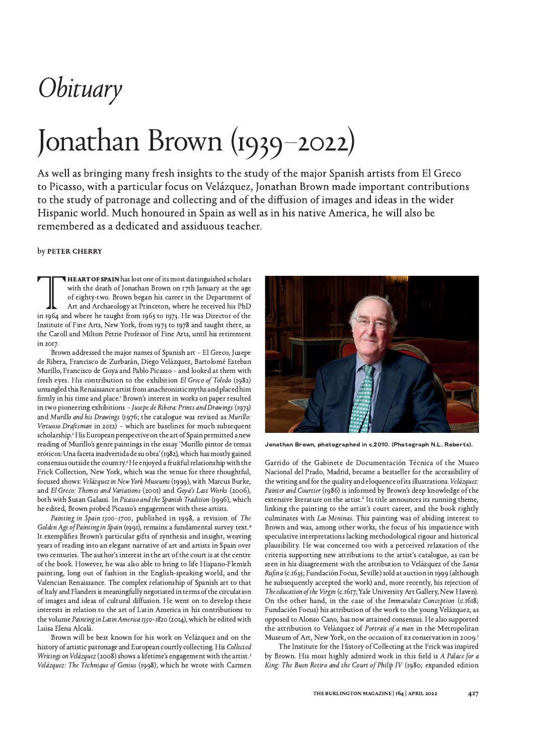# *Obituary*

# Jonathan Brown (1939–2022)

As well as bringing many fresh insights to the study of the major Spanish artists from El Greco to Picasso, with a particular focus on Velázquez, Jonathan Brown made important contributions to the study of patronage and collecting and of the diffusion of images and ideas in the wider Hispanic world. Much honoured in Spain as well as in his native America, he will also be remembered as a dedicated and assiduous teacher.

by **PETER CHERRY**

**THE ART OF SPAIN** has lost one of its most distinguished scholars with the death of Jonathan Brown on 17th January at the age of eighty-two. Brown began his career in the Department of Art and Archaeology at Princeton, where he received his PhD in 1964 and where he taught from 1965 to 1973. He was Director of the Institute of Fine Arts, New York, from 1973 to 1978 and taught there, as the Caroll and Milton Petrie Professor of Fine Arts, until his retirement in 2017.

Brown addressed the major names of Spanish art – El Greco, Jusepe de Ribera, Francisco de Zurbarán, Diego Velázquez, Bartolomé Esteban Murillo, Francisco de Goya and Pablo Picasso – and looked at them with fresh eyes. His contribution to the exhibition *El Greco of Toledo* (1982) untangled this Renaissance artist from anachronistic myths and placed him firmly in his time and place.[1] Brown's interest in works on paper resulted in two pioneering exhibitions – *Jusepe de Ribera: Prints and Drawings* (1973) and *Murillo and his Drawings* (1976; the catalogue was revised as *Murillo: Virtuoso Draftsman* in 2012) – which are baselines for much subsequent scholarship.[2] His European perspective on the art of Spain permitted a new reading of Murillo's genre paintings in the essay 'Murillo pintor de temas eróticos: Una faceta inadvertida de su obra' (1982), which has mostly gained consensus outside the country.[3] He enjoyed a fruitful relationship with the Frick Collection, New York, which was the venue for three thoughtful, focused shows: *Velázquez in New York Museums* (1999), with Marcus Burke, and *El Greco: Themes and Variations* (2001) and *Goya's Last Works* (2006), both with Susan Galassi. In *Picasso and the Spanish Tradition* (1996), which he edited, Brown probed Picasso's engagement with these artists.

*Painting in Spain 1500–1700*, published in 1998, a revision of *The Golden Age of Painting in Spain* (1991), remains a fundamental survey text.[4] It exemplifies Brown's particular gifts of synthesis and insight, weaving years of reading into an elegant narrative of art and artists in Spain over two centuries. The author's interest in the art of the court is at the centre of the book. However, he was also able to bring to life Hispano-Flemish painting, long out of fashion in the English-speaking world, and the Valencian Renaissance. The complex relationship of Spanish art to that of Italy and Flanders is meaningfully negotiated in terms of the circulation of images and ideas of cultural diffusion. He went on to develop these interests in relation to the art of Latin America in his contributions to the volume *Painting in Latin America 1550–1820* (2014), which he edited with Luisa Elena Alcalá.

Brown will be best known for his work on Velázquez and on the history of artistic patronage and European courtly collecting. His *Collected Writings on Velázquez* (2008) shows a lifetime's engagement with the artist.[5] *Velázquez: The Technique of Genius* (1998), which he wrote with Carmen Garrido of the Gabinete de Documentación Técnica of the Museo Nacional del Prado, Madrid, became a bestseller for the accessibility of the writing and for the quality and eloquence of its illustrations. *Velázquez: Painter and Courtier* (1986) is informed by Brown's deep knowledge of the extensive literature on the artist.[6] Its title announces its running theme, linking the painting to the artist's court career, and the book rightly culminates with *Las Meninas*. This painting was of abiding interest to Brown and was, among other works, the focus of his impatience with speculative interpretations lacking methodological rigour and historical plausibility. He was concerned too with a perceived relaxation of the criteria supporting new attributions to the artist's catalogue, as can be seen in his disagreement with the attribution to Velázquez of the *Santa Rufina* (c.1635; Fundación Focus, Seville) sold at auction in 1999 (although he subsequently accepted the work) and, more recently, his rejection of *The education of the Virgin* (c.1617; Yale University Art Gallery, New Haven). On the other hand, in the case of the *Immaculate Conception* (c.1618; Fundación Focus) his attribution of the work to the young Velázquez, as opposed to Alonso Cano, has now attained consensus. He also supported the attribution to Velázquez of *Portrait of a man* in the Metropolitan Museum of Art, New York, on the occasion of its conservation in 2009.[7]

Jonathan Brown, photographed in c.2010. (Photograph N.L. Roberts).

The Institute for the History of Collecting at the Frick was inspired by Brown. His most highly admired work in this field is *A Palace for a King: The Buen Retiro and the Court of Philip IV* (1980; expanded edition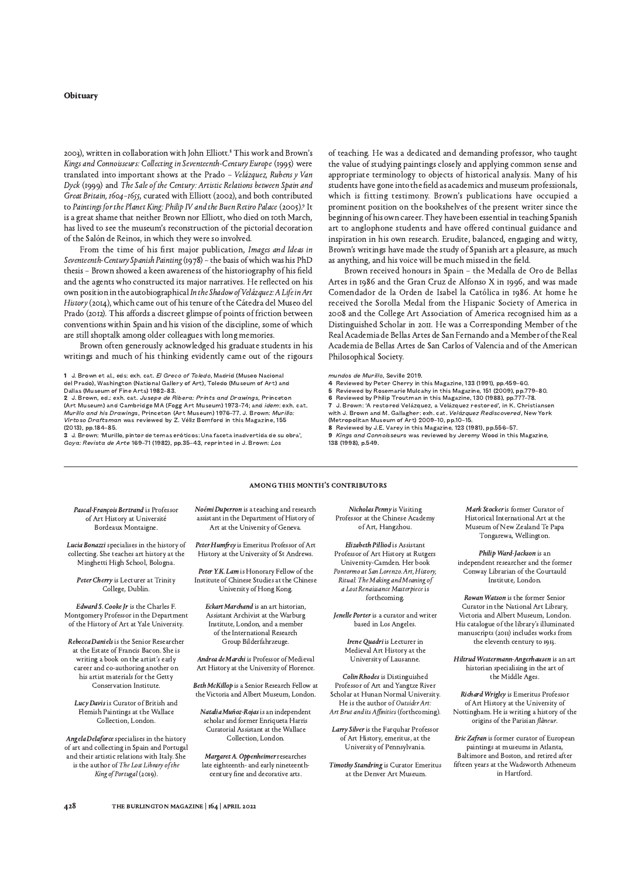2003), written in collaboration with John Elliott.[8] This work and Brown's *Kings and Connoisseurs: Collecting in Seventeenth-Century Europe* (1995) were translated into important shows at the Prado – *Velázquez, Rubens y Van Dyck* (1999) and *The Sale of the Century: Artistic Relations between Spain and Great Britain, 1604–1655*, curated with Elliott (2002), and both contributed to *Paintings for the Planet King: Philip IV and the Buen Retiro Palace* (2005).[9] It is a great shame that neither Brown nor Elliott, who died on 10th March, has lived to see the museum's reconstruction of the pictorial decoration of the Salón de Reinos, in which they were so involved.

From the time of his first major publication, *Images and Ideas in Seventeenth-Century Spanish Painting* (1978) – the basis of which was his PhD thesis – Brown showed a keen awareness of the historiography of his field and the agents who constructed its major narratives. He reflected on his own position in the autobiographical *In the Shadow of Velázquez: A Life in Art History* (2014), which came out of his tenure of the Cátedra del Museo del Prado (2012). This affords a discreet glimpse of points of friction between conventions within Spain and his vision of the discipline, some of which are still shoptalk among older colleagues with long memories.

Brown often generously acknowledged his graduate students in his writings and much of his thinking evidently came out of the rigours of teaching. He was a dedicated and demanding professor, who taught the value of studying paintings closely and applying common sense and appropriate terminology to objects of historical analysis. Many of his students have gone into the field as academics and museum professionals, which is fitting testimony. Brown's publications have occupied a prominent position on the bookshelves of the present writer since the beginning of his own career. They have been essential in teaching Spanish art to anglophone students and have offered continual guidance and inspiration in his own research. Erudite, balanced, engaging and witty, Brown's writings have made the study of Spanish art a pleasure, as much as anything, and his voice will be much missed in the field.

Brown received honours in Spain – the Medalla de Oro de Bellas Artes in 1986 and the Gran Cruz de Alfonso X in 1996, and was made Comendador de la Orden de Isabel la Católica in 1986. At home he received the Sorolla Medal from the Hispanic Society of America in 2008 and the College Art Association of America recognised him as a Distinguished Scholar in 2011. He was a Corresponding Member of the Real Academia de Bellas Artes de San Fernando and a Member of the Real Academia de Bellas Artes de San Carlos of Valencia and of the American Philosophical Society.

1 J. Brown et al., eds: exh. cat. *El Greco of Toledo*, Madrid (Museo Nacional del Prado), Washington (National Gallery of Art), Toledo (Museum of Art) and Dallas (Museum of Fine Arts) 1982–83.
2 J. Brown, ed.: exh. cat. *Jusepe de Ribera: Prints and Drawings*, Princeton (Art Museum) and Cambridge MA (Fogg Art Museum) 1973–74; and *idem*: exh. cat. *Murillo and his Drawings*, Princeton (Art Museum) 1976–77. J. Brown: *Murillo: Virtoso Draftsman* was reviewed by Z. Véliz Bomford in this Magazine, 155 (2013), pp.184–85.
3 J. Brown: 'Murillo, pintor de temas eróticos: Una faceta inadvertida de su obra', *Goya: Revista de Arte* 169–71 (1982), pp.35–43, reprinted in J. Brown: *Los mundos de Murillo*, Seville 2019.
4 Reviewed by Peter Cherry in this Magazine, 133 (1991), pp.459–60.
5 Reviewed by Rosemarie Mulcahy in this Magazine, 151 (2009), pp.779–80.
6 Reviewed by Philip Troutman in this Magazine, 130 (1988), pp.777–78.
7 J. Brown: 'A restored Velázquez, a Velázquez restored', in K. Christiansen with J. Brown and M. Gallagher: exh. cat. *Velázquez Rediscovered*, New York (Metropolitan Museum of Art) 2009–10, pp.10–15.
8 Reviewed by J.E. Varey in this Magazine, 123 (1981), pp.556–57.
9 *Kings and Connoisseurs* was reviewed by Jeremy Wood in this Magazine, 138 (1998), p.549.

## Among this month's contributors

***Pascal-François Bertrand*** is Professor of Art History at Université Bordeaux Montaigne.

***Lucia Bonazzi*** specialises in the history of collecting. She teaches art history at the Minghetti High School, Bologna.

***Peter Cherry*** is Lecturer at Trinity College, Dublin.

***Edward S. Cooke Jr*** is the Charles F. Montgomery Professor in the Department of the History of Art at Yale University.

***Rebecca Daniels*** is the Senior Researcher at the Estate of Francis Bacon. She is writing a book on the artist's early career and co-authoring another on his artist materials for the Getty Conservation Institute.

***Lucy Davis*** is Curator of British and Flemish Paintings at the Wallace Collection, London.

***Angela Delaforce*** specialises in the history of art and collecting in Spain and Portugal and their artistic relations with Italy. She is the author of *The Lost Library of the King of Portugal* (2019).

***Noémi Duperron*** is a teaching and research assistant in the Department of History of Art at the University of Geneva.

***Peter Humfrey*** is Emeritus Professor of Art History at the University of St Andrews.

***Peter Y.K. Lam*** is Honorary Fellow of the Institute of Chinese Studies at the Chinese University of Hong Kong.

***Eckart Marchand*** is an art historian, Assistant Archivist at the Warburg Institute, London, and a member of the International Research Group Bilderfahrzeuge.

***Andrea de Marchi*** is Professor of Medieval Art History at the University of Florence.

***Beth McKillop*** is a Senior Research Fellow at the Victoria and Albert Museum, London.

***Natalia Muñoz-Rojas*** is an independent scholar and former Enriqueta Harris Curatorial Assistant at the Wallace Collection, London.

***Margaret A. Oppenheimer*** researches late eighteenth- and early nineteenth-century fine and decorative arts.

***Nicholas Penny*** is Visiting Professor at the Chinese Academy of Art, Hangzhou.

***Elizabeth Pilliod*** is Assistant Professor of Art History at Rutgers University-Camden. Her book *Pontormo at San Lorenzo. Art, History, Ritual: The Making and Meaning of a Lost Renaissance Masterpiece* is forthcoming.

***Jenelle Porter*** is a curator and writer based in Los Angeles.

***Irene Quadri*** is Lecturer in Medieval Art History at the University of Lausanne.

***Colin Rhodes*** is Distinguished Professor of Art and Yangtze River Scholar at Hunan Normal University. He is the author of *Outsider Art: Art Brut and its Affinities* (forthcoming).

***Larry Silver*** is the Farquhar Professor of Art History, emeritus, at the University of Pennsylvania.

***Timothy Standring*** is Curator Emeritus at the Denver Art Museum.

***Mark Stocker*** is former Curator of Historical International Art at the Museum of New Zealand Te Papa Tongarewa, Wellington.

***Philip Ward-Jackson*** is an independent researcher and the former Conway Librarian of the Courtauld Institute, London.

***Rowan Watson*** is the former Senior Curator in the National Art Library, Victoria and Albert Museum, London. His catalogue of the library's illuminated manuscripts (2011) includes works from the eleventh century to 1913.

***Hiltrud Westermann-Angerhausen*** is an art historian specialising in the art of the Middle Ages.

***Richard Wrigley*** is Emeritus Professor of Art History at the University of Nottingham. He is writing a history of the origins of the Parisian *flâneur*.

***Eric Zafran*** is former curator of European paintings at museums in Atlanta, Baltimore and Boston, and retired after fifteen years at the Wadsworth Atheneum in Hartford.